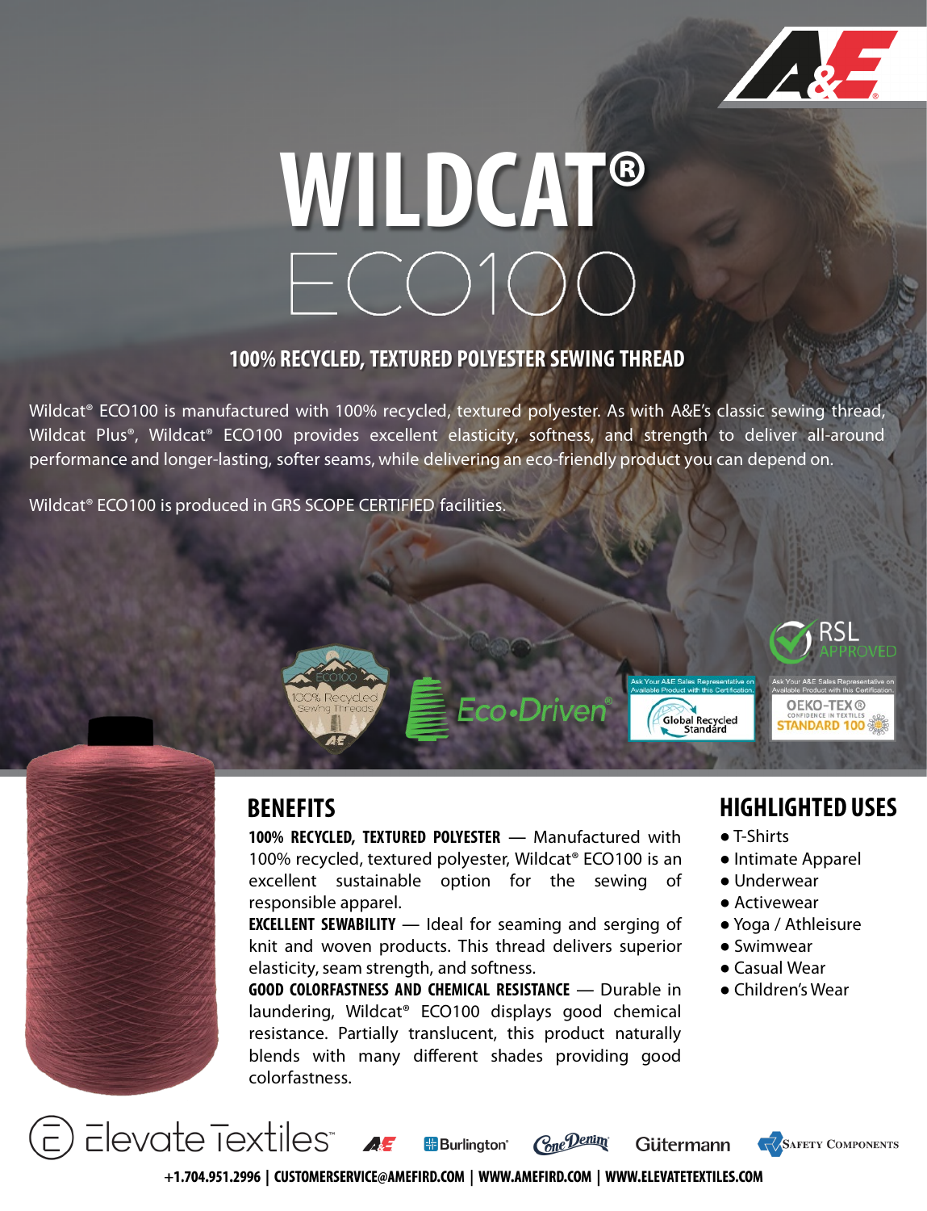# WILDCAT®

# ECO100

## 100% RECYCLED, TEXTURED POLYESTER SEWING THREAD

Wildcat® ECO100 is manufactured with 100% recycled, textured polyester. As with A&E's classic sewing thread, Wildcat Plus®, Wildcat® ECO100 provides excellent elasticity, softness, and strength to deliver all-around performance and longer-lasting, softer seams, while delivering an eco-friendly product you can depend on.

Wildcat® ECO100 is produced in GRS SCOPE CERTIFIED facilities.

ECO100 100% Recycled Sewing Threads

Eco•Driven®

Ask Your A&E Sales Representative on Available Product with this Certification. Global Recycled Standard

RSL APPROVED

Ask Your A&E Sales Representative on Available Product with this Certification. OEKO-TEX® CONFIDENCE IN TEXTILES STANDARD 100

## BENEFITS

**100% RECYCLED, TEXTURED POLYESTER** — Manufactured with 100% recycled, textured polyester, Wildcat® ECO100 is an excellent sustainable option for the sewing of responsible apparel.

**EXCELLENT SEWABILITY** — Ideal for seaming and serging of knit and woven products. This thread delivers superior elasticity, seam strength, and softness.

**GOOD COLORFASTNESS AND CHEMICAL RESISTANCE** — Durable in laundering, Wildcat® ECO100 displays good chemical resistance. Partially translucent, this product naturally blends with many different shades providing good colorfastness.

## HIGHLIGHTED USES

- T-Shirts
- Intimate Apparel
- Underwear
- Activewear
- Yoga / Athleisure
- Swimwear
- Casual Wear
- Children's Wear

Elevate Textiles | A&E | Burlington | Cone Denim | Gütermann | Safety Components

**+1.704.951.2996 | CUSTOMERSERVICE@AMEFIRD.COM | WWW.AMEFIRD.COM | WWW.ELEVATETEXTILES.COM**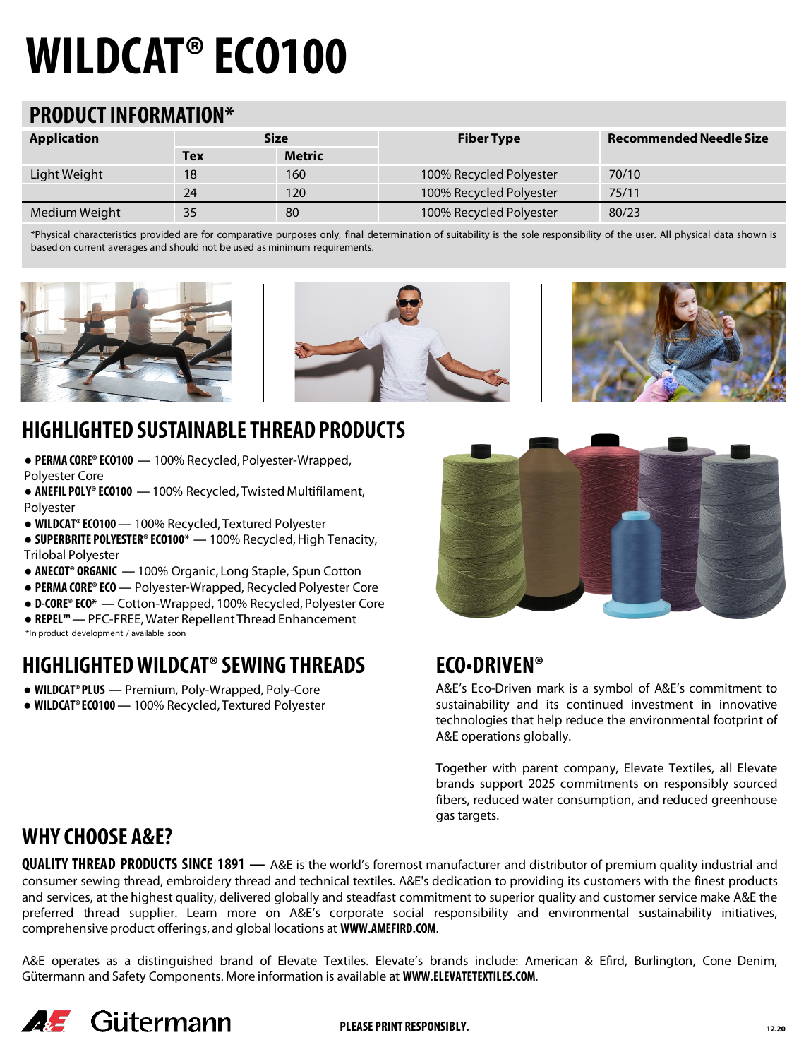# WILDCAT® ECO100

## PRODUCT INFORMATION*

| Application | Size | | Fiber Type | Recommended Needle Size |
|---|---|---|---|---|
| | Tex | Metric | | |
| Light Weight | 18 | 160 | 100% Recycled Polyester | 70/10 |
| | 24 | 120 | 100% Recycled Polyester | 75/11 |
| Medium Weight | 35 | 80 | 100% Recycled Polyester | 80/23 |

*Physical characteristics provided are for comparative purposes only, final determination of suitability is the sole responsibility of the user. All physical data shown is based on current averages and should not be used as minimum requirements.

## HIGHLIGHTED SUSTAINABLE THREAD PRODUCTS

- **PERMA CORE® ECO100** — 100% Recycled, Polyester-Wrapped, Polyester Core
- **ANEFIL POLY® ECO100** — 100% Recycled, Twisted Multifilament, Polyester
- **WILDCAT® ECO100** — 100% Recycled, Textured Polyester
- **SUPERBRITE POLYESTER® ECO100*** — 100% Recycled, High Tenacity, Trilobal Polyester
- **ANECOT® ORGANIC** — 100% Organic, Long Staple, Spun Cotton
- **PERMA CORE® ECO** — Polyester-Wrapped, Recycled Polyester Core
- **D-CORE® ECO*** — Cotton-Wrapped, 100% Recycled, Polyester Core
- **REPEL™** — PFC-FREE, Water Repellent Thread Enhancement

*In product development / available soon

## HIGHLIGHTED WILDCAT® SEWING THREADS

- **WILDCAT® PLUS** — Premium, Poly-Wrapped, Poly-Core
- **WILDCAT® ECO100** — 100% Recycled, Textured Polyester

## ECO•DRIVEN®

A&E's Eco-Driven mark is a symbol of A&E's commitment to sustainability and its continued investment in innovative technologies that help reduce the environmental footprint of A&E operations globally.

Together with parent company, Elevate Textiles, all Elevate brands support 2025 commitments on responsibly sourced fibers, reduced water consumption, and reduced greenhouse gas targets.

## WHY CHOOSE A&E?

**QUALITY THREAD PRODUCTS SINCE 1891** — A&E is the world's foremost manufacturer and distributor of premium quality industrial and consumer sewing thread, embroidery thread and technical textiles. A&E's dedication to providing its customers with the finest products and services, at the highest quality, delivered globally and steadfast commitment to superior quality and customer service make A&E the preferred thread supplier. Learn more on A&E's corporate social responsibility and environmental sustainability initiatives, comprehensive product offerings, and global locations at **WWW.AMEFIRD.COM**.

A&E operates as a distinguished brand of Elevate Textiles. Elevate's brands include: American & Efird, Burlington, Cone Denim, Gütermann and Safety Components. More information is available at **WWW.ELEVATETEXTILES.COM**.

A&E Gütermann

**PLEASE PRINT RESPONSIBLY.**

12.20